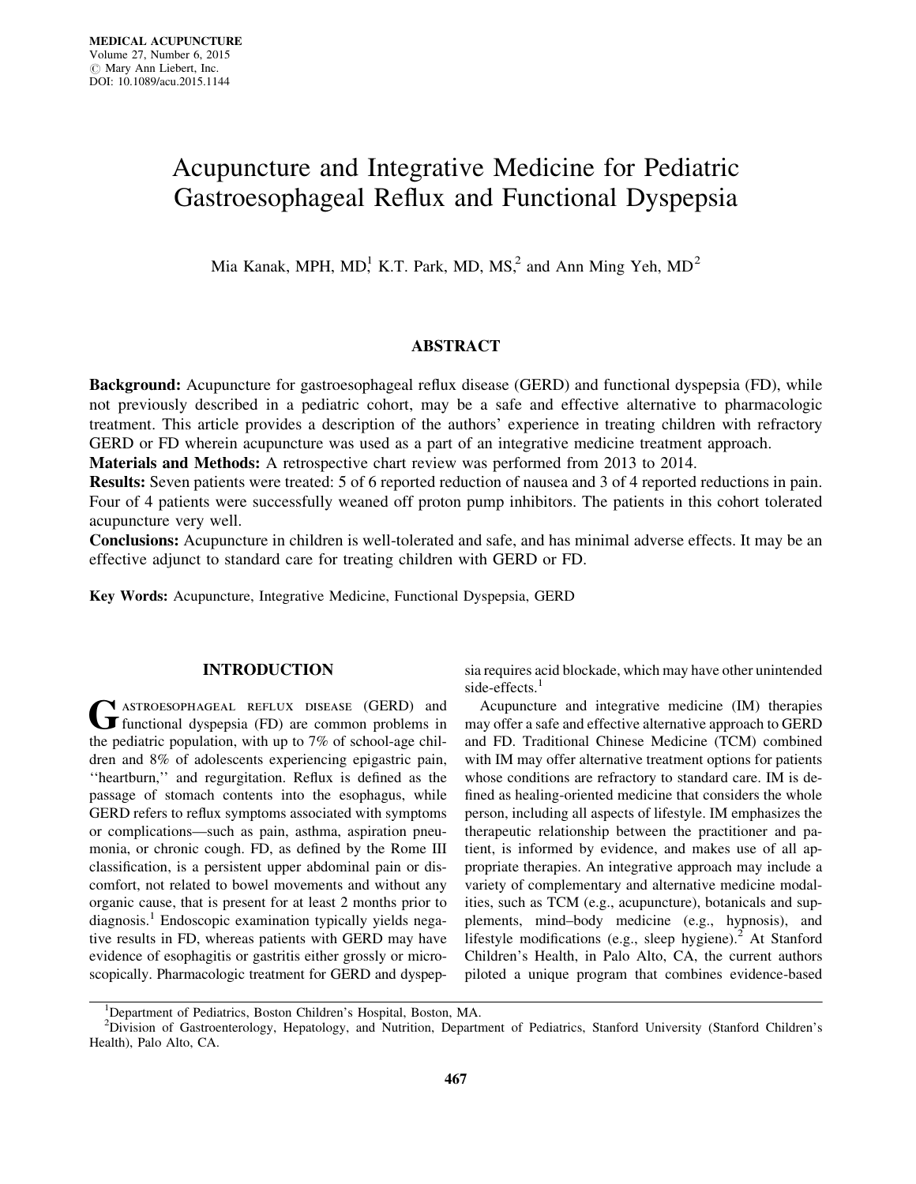# Acupuncture and Integrative Medicine for Pediatric Gastroesophageal Reflux and Functional Dyspepsia

Mia Kanak, MPH, MD,[1] K.T. Park, MD, MS,[2] and Ann Ming Yeh, MD[2]

## ABSTRACT

**Background:** Acupuncture for gastroesophageal reflux disease (GERD) and functional dyspepsia (FD), while not previously described in a pediatric cohort, may be a safe and effective alternative to pharmacologic treatment. This article provides a description of the authors' experience in treating children with refractory GERD or FD wherein acupuncture was used as a part of an integrative medicine treatment approach.

**Materials and Methods:** A retrospective chart review was performed from 2013 to 2014.

**Results:** Seven patients were treated: 5 of 6 reported reduction of nausea and 3 of 4 reported reductions in pain. Four of 4 patients were successfully weaned off proton pump inhibitors. The patients in this cohort tolerated acupuncture very well.

**Conclusions:** Acupuncture in children is well-tolerated and safe, and has minimal adverse effects. It may be an effective adjunct to standard care for treating children with GERD or FD.

**Key Words:** Acupuncture, Integrative Medicine, Functional Dyspepsia, GERD

## INTRODUCTION

Gastroesophageal reflux disease (GERD) and functional dyspepsia (FD) are common problems in the pediatric population, with up to 7% of school-age children and 8% of adolescents experiencing epigastric pain, ''heartburn,'' and regurgitation. Reflux is defined as the passage of stomach contents into the esophagus, while GERD refers to reflux symptoms associated with symptoms or complications—such as pain, asthma, aspiration pneumonia, or chronic cough. FD, as defined by the Rome III classification, is a persistent upper abdominal pain or discomfort, not related to bowel movements and without any organic cause, that is present for at least 2 months prior to diagnosis.[1] Endoscopic examination typically yields negative results in FD, whereas patients with GERD may have evidence of esophagitis or gastritis either grossly or microscopically. Pharmacologic treatment for GERD and dyspepsia requires acid blockade, which may have other unintended side-effects.[1]

Acupuncture and integrative medicine (IM) therapies may offer a safe and effective alternative approach to GERD and FD. Traditional Chinese Medicine (TCM) combined with IM may offer alternative treatment options for patients whose conditions are refractory to standard care. IM is defined as healing-oriented medicine that considers the whole person, including all aspects of lifestyle. IM emphasizes the therapeutic relationship between the practitioner and patient, is informed by evidence, and makes use of all appropriate therapies. An integrative approach may include a variety of complementary and alternative medicine modalities, such as TCM (e.g., acupuncture), botanicals and supplements, mind–body medicine (e.g., hypnosis), and lifestyle modifications (e.g., sleep hygiene).[2] At Stanford Children's Health, in Palo Alto, CA, the current authors piloted a unique program that combines evidence-based

[1]Department of Pediatrics, Boston Children's Hospital, Boston, MA.

[2]Division of Gastroenterology, Hepatology, and Nutrition, Department of Pediatrics, Stanford University (Stanford Children's Health), Palo Alto, CA.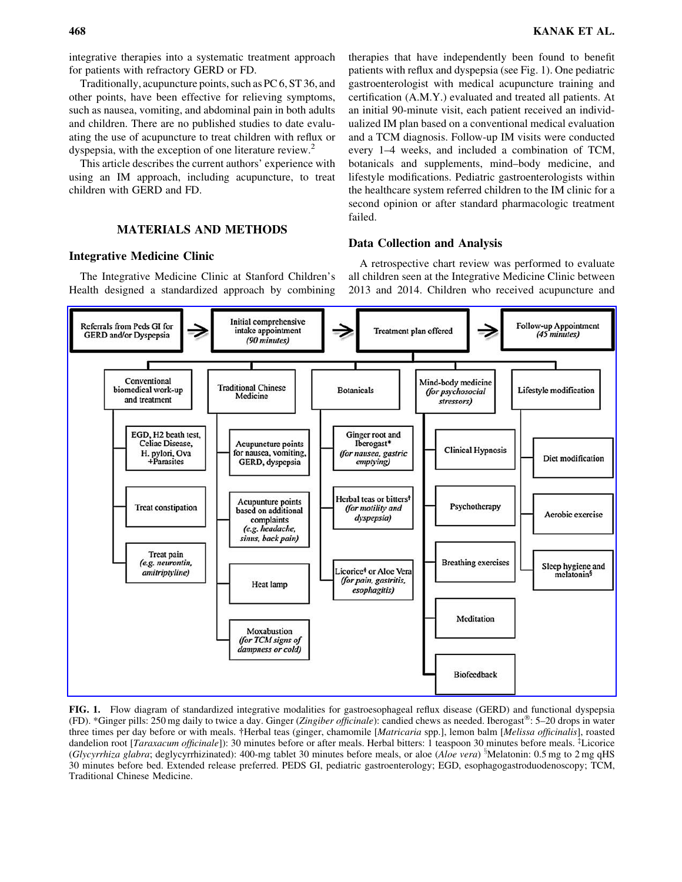integrative therapies into a systematic treatment approach for patients with refractory GERD or FD.

Traditionally, acupuncture points, such as PC 6, ST 36, and other points, have been effective for relieving symptoms, such as nausea, vomiting, and abdominal pain in both adults and children. There are no published studies to date evaluating the use of acupuncture to treat children with reflux or dyspepsia, with the exception of one literature review.[2]

This article describes the current authors' experience with using an IM approach, including acupuncture, to treat children with GERD and FD.

## MATERIALS AND METHODS

### Integrative Medicine Clinic

The Integrative Medicine Clinic at Stanford Children's Health designed a standardized approach by combining therapies that have independently been found to benefit patients with reflux and dyspepsia (see Fig. 1). One pediatric gastroenterologist with medical acupuncture training and certification (A.M.Y.) evaluated and treated all patients. At an initial 90-minute visit, each patient received an individualized IM plan based on a conventional medical evaluation and a TCM diagnosis. Follow-up IM visits were conducted every 1–4 weeks, and included a combination of TCM, botanicals and supplements, mind–body medicine, and lifestyle modifications. Pediatric gastroenterologists within the healthcare system referred children to the IM clinic for a second opinion or after standard pharmacologic treatment failed.

### Data Collection and Analysis

A retrospective chart review was performed to evaluate all children seen at the Integrative Medicine Clinic between 2013 and 2014. Children who received acupuncture and

Referrals from Peds GI for GERD and/or Dyspepsia → Initial comprehensive intake appointment (*90 minutes*) → Treatment plan offered → Follow-up Appointment (*45 minutes*)

- **Conventional biomedical work-up and treatment**
  - EGD, H2 beath test, Celiac Disease, H. pylori, Ova +Parasites
  - Treat constipation
  - Treat pain (*e.g. neurontin, amitriptyline*)
- **Traditional Chinese Medicine**
  - Acupuncture points for nausea, vomiting, GERD, dyspepsia
  - Acupunture points based on additional complaints (*e.g. headache, sinus, back pain*)
  - Heat lamp
  - Moxabustion (*for TCM signs of dampness or cold*)
- **Botanicals**
  - Ginger root and Iberogast* (*for nausea, gastric emptying*)
  - Herbal teas or bitters† (*for motility and dyspepsia*)
  - Licorice‡ or Aloe Vera (*for pain, gastritis, esophagitis*)
- **Mind-body medicine** (*for psychosocial stressors*)
  - Clinical Hypnosis
  - Psychotherapy
  - Breathing exercises
  - Meditation
  - Biofeedback
- **Lifestyle modification**
  - Diet modification
  - Aerobic exercise
  - Sleep hygiene and melatonin§

**FIG. 1.** Flow diagram of standardized integrative modalities for gastroesophageal reflux disease (GERD) and functional dyspepsia (FD). *Ginger pills: 250 mg daily to twice a day. Ginger (*Zingiber officinale*): candied chews as needed. Iberogast®: 5–20 drops in water three times per day before or with meals. †Herbal teas (ginger, chamomile [*Matricaria* spp.], lemon balm [*Melissa officinalis*], roasted dandelion root [*Taraxacum officinale*]): 30 minutes before or after meals. Herbal bitters: 1 teaspoon 30 minutes before meals. ‡Licorice (*Glycyrrhiza glabra*; deglycyrrhizinated): 400-mg tablet 30 minutes before meals, or aloe (*Aloe vera*) §Melatonin: 0.5 mg to 2 mg qHS 30 minutes before bed. Extended release preferred. PEDS GI, pediatric gastroenterology; EGD, esophagogastroduodenoscopy; TCM, Traditional Chinese Medicine.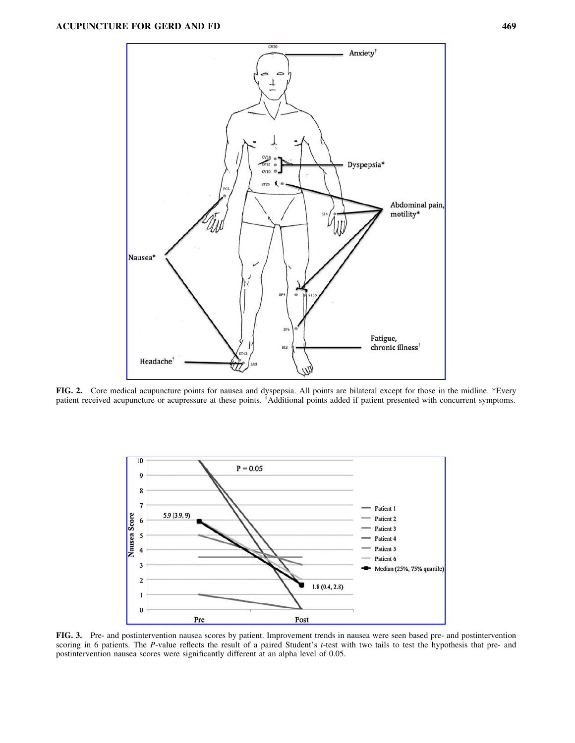**FIG. 2.** Core medical acupuncture points for nausea and dyspepsia. All points are bilateral except for those in the midline. *Every patient received acupuncture or acupressure at these points. †Additional points added if patient presented with concurrent symptoms.

**FIG. 3.** Pre- and postintervention nausea scores by patient. Improvement trends in nausea were seen based pre- and postintervention scoring in 6 patients. The *P*-value reflects the result of a paired Student's *t*-test with two tails to test the hypothesis that pre- and postintervention nausea scores were significantly different at an alpha level of 0.05.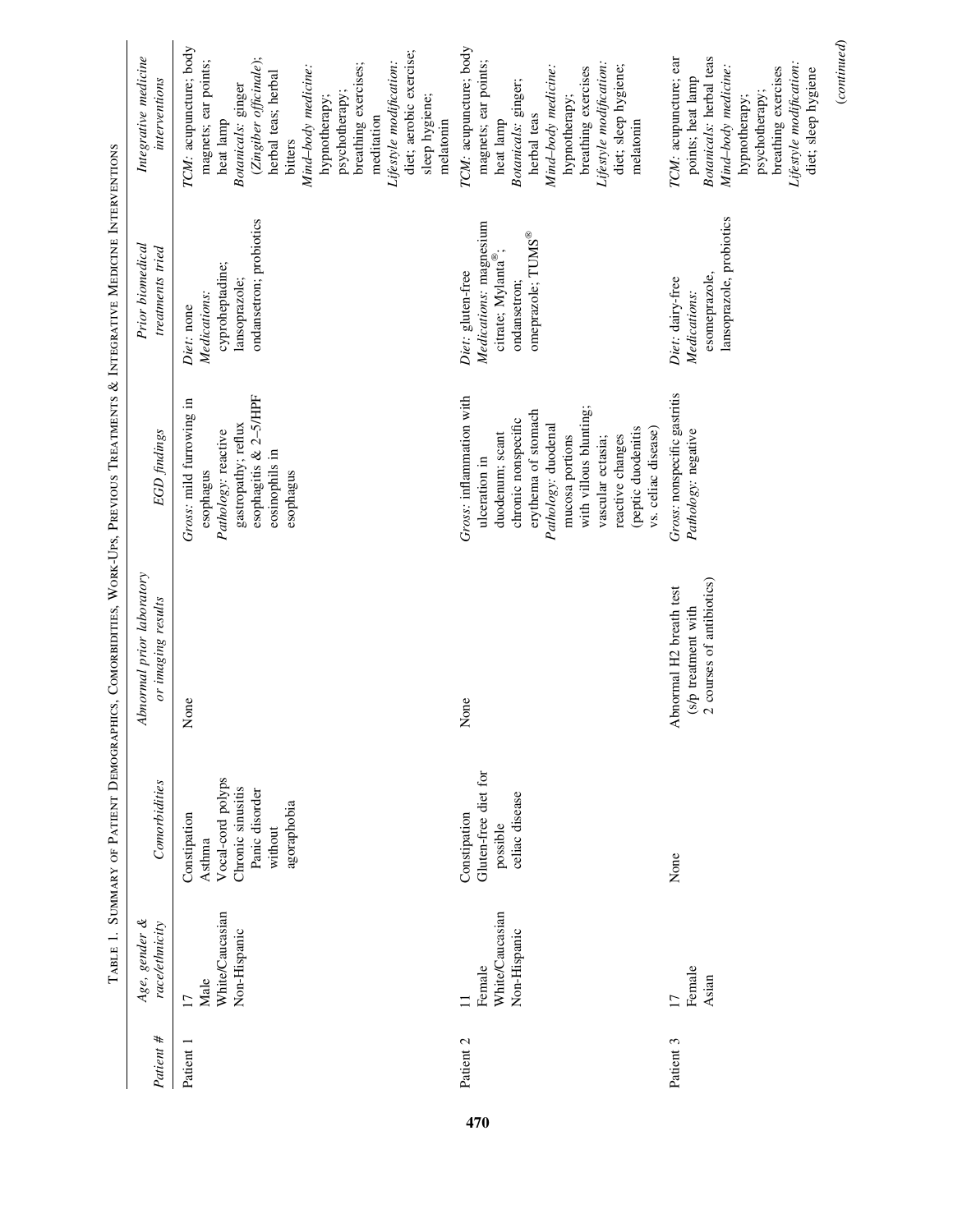Table 1. Summary of Patient Demographics, Comorbidities, Work-Ups, Previous Treatments & Integrative Medicine Interventions

| Patient # | Age, gender & race/ethnicity | Comorbidities | Abnormal prior laboratory or imaging results | EGD findings | Prior biomedical treatments tried | Integrative medicine interventions |
|---|---|---|---|---|---|---|
| Patient 1 | 17 Male White/Caucasian Non-Hispanic | Constipation Asthma Vocal-cord polyps Chronic sinusitis Panic disorder without agoraphobia | None | *Gross:* mild furrowing in esophagus *Pathology:* reactive gastropathy; reflux esophagitis & 2–5/HPF eosinophils in esophagus | *Diet:* none *Medications:* cyproheptadine; lansoprazole; ondansetron; probiotics | *TCM:* acupuncture; body magnets; ear points; heat lamp *Botanicals:* ginger (*Zingiber officinale*); herbal teas; herbal bitters *Mind–body medicine:* hypnotherapy; psychotherapy; breathing exercises; meditation *Lifestyle modification:* diet; aerobic exercise; sleep hygiene; melatonin |
| Patient 2 | 11 Female White/Caucasian Non-Hispanic | Constipation Gluten-free diet for possible celiac disease | None | *Gross:* inflammation with ulceration in duodenum; scant chronic nonspecific erythema of stomach *Pathology:* duodenal mucosa portions with villous blunting; vascular ectasia; reactive changes (peptic duodenitis vs. celiac disease) | *Diet:* gluten-free *Medications:* magnesium citrate; Mylanta®; ondansetron; omeprazole; TUMS® | *TCM:* acupuncture; body magnets; ear points; heat lamp *Botanicals:* ginger; herbal teas *Mind–body medicine:* hypnotherapy; breathing exercises *Lifestyle modification:* diet; sleep hygiene; melatonin |
| Patient 3 | 17 Female Asian | None | Abnormal H2 breath test (s/p treatment with 2 courses of antibiotics) | *Gross:* nonspecific gastritis *Pathology:* negative | *Diet:* dairy-free *Medications:* esomeprazole, lansoprazole, probiotics | *TCM:* acupuncture; ear points; heat lamp *Botanicals:* herbal teas *Mind–body medicine:* hypnotherapy; psychotherapy; breathing exercises *Lifestyle modification:* diet; sleep hygiene |

(*continued*)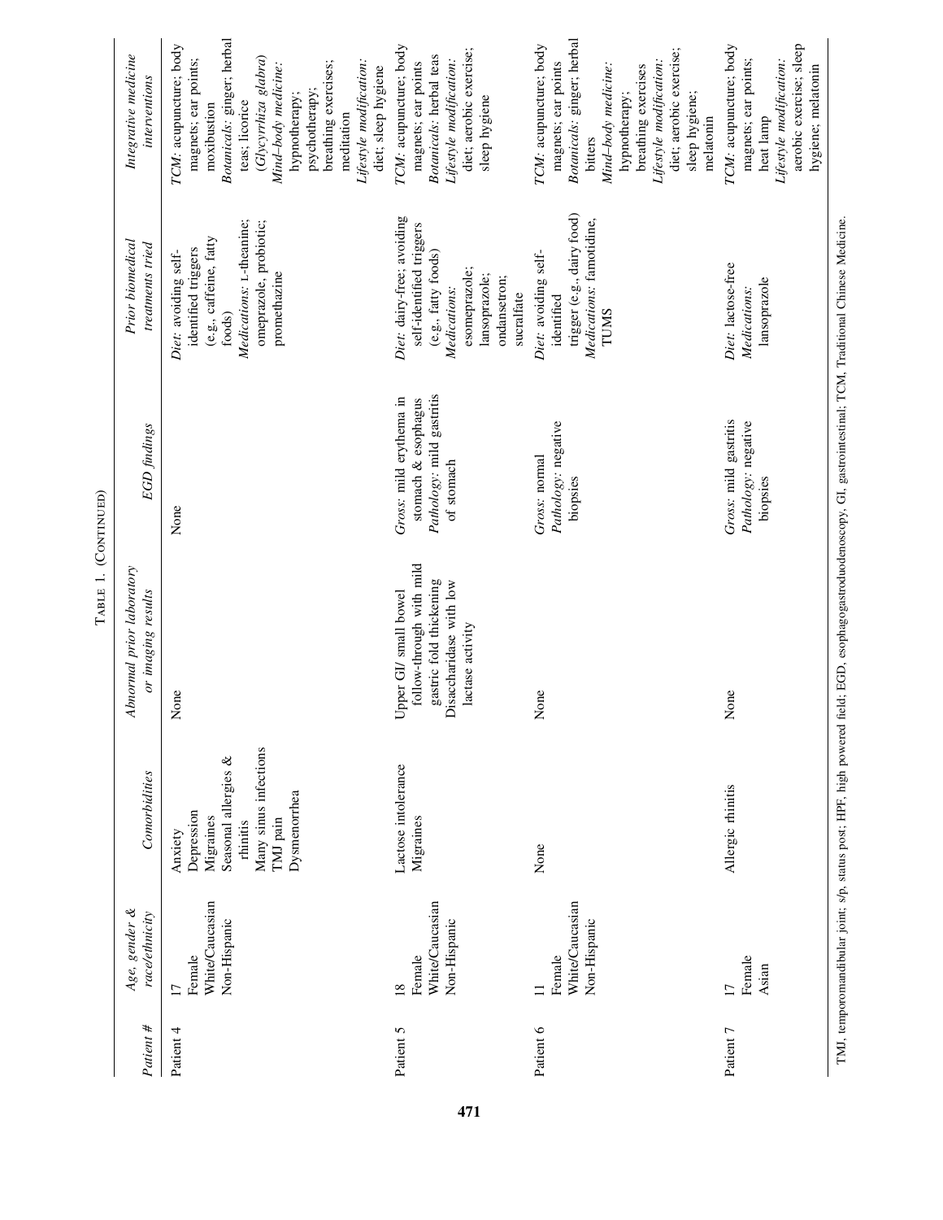Table 1. (Continued)

| Patient # | Age, gender & race/ethnicity | Comorbidities | Abnormal prior laboratory or imaging results | EGD findings | Prior biomedical treatments tried | Integrative medicine interventions |
|---|---|---|---|---|---|---|
| Patient 4 | 17<br>Female<br>White/Caucasian<br>Non-Hispanic | Anxiety<br>Depression<br>Migraines<br>Seasonal allergies & rhinitis<br>Many sinus infections<br>TMJ pain<br>Dysmenorrhea | None | None | *Diet:* avoiding self-identified triggers (e.g., caffeine, fatty foods)<br>*Medications:* L-theanine; omeprazole, probiotic; promethazine | *TCM:* acupuncture; body magnets; ear points; moxibustion<br>*Botanicals:* ginger; herbal teas; licorice (*Glycyrrhiza glabra*)<br>*Mind–body medicine:* hypnotherapy; psychotherapy; breathing exercises; meditation<br>*Lifestyle modification:* diet; sleep hygiene |
| Patient 5 | 18<br>Female<br>White/Caucasian<br>Non-Hispanic | Lactose intolerance<br>Migraines | Upper GI/ small bowel follow-through with mild gastric fold thickening<br>Disaccharidase with low lactase activity | *Gross:* mild erythema in stomach & esophagus<br>*Pathology:* mild gastritis of stomach | *Diet:* dairy-free; avoiding self-identified triggers (e.g., fatty foods)<br>*Medications:* esomeprazole; lansoprazole; ondansetron; sucralfate | *TCM:* acupuncture; body magnets; ear points<br>*Botanicals:* herbal teas<br>*Lifestyle modification:* diet; aerobic exercise; sleep hygiene |
| Patient 6 | 11<br>Female<br>White/Caucasian<br>Non-Hispanic | None | None | *Gross:* normal<br>*Pathology:* negative biopsies | *Diet:* avoiding self-identified trigger (e.g., dairy food)<br>*Medications:* famotidine, TUMS | *TCM:* acupuncture; body magnets; ear points<br>*Botanicals:* ginger; herbal bitters<br>*Mind–body medicine:* hypnotherapy; breathing exercises<br>*Lifestyle modification:* diet; aerobic exercise; sleep hygiene; melatonin |
| Patient 7 | 17<br>Female<br>Asian | Allergic rhinitis | None | *Gross:* mild gastritis<br>*Pathology:* negative biopsies | *Diet:* lactose-free<br>*Medications:* lansoprazole | *TCM:* acupuncture; body magnets; ear points; heat lamp<br>*Lifestyle modification:* aerobic exercise; sleep hygiene; melatonin |

TMJ, temporomandibular joint; s/p, status post; HPF, high powered field; EGD, esophagogastroduodenoscopy, GI, gastrointestinal; TCM, Traditional Chinese Medicine.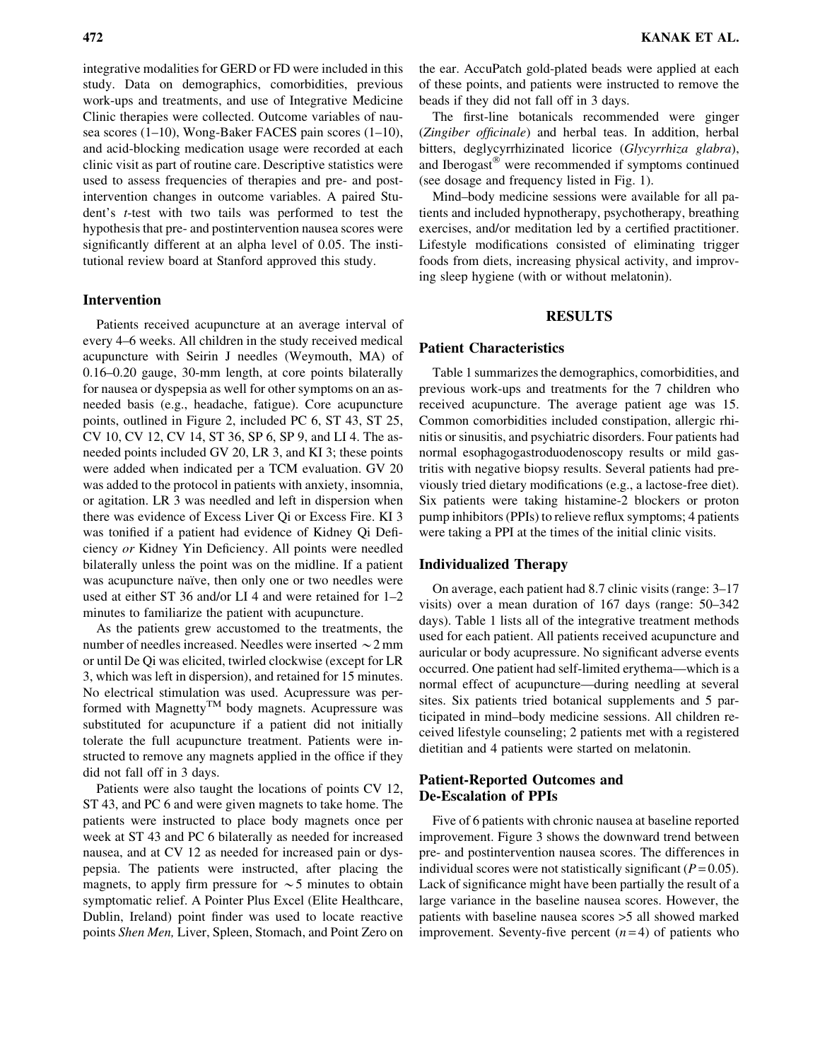integrative modalities for GERD or FD were included in this study. Data on demographics, comorbidities, previous work-ups and treatments, and use of Integrative Medicine Clinic therapies were collected. Outcome variables of nausea scores (1–10), Wong-Baker FACES pain scores (1–10), and acid-blocking medication usage were recorded at each clinic visit as part of routine care. Descriptive statistics were used to assess frequencies of therapies and pre- and postintervention changes in outcome variables. A paired Student's *t*-test with two tails was performed to test the hypothesis that pre- and postintervention nausea scores were significantly different at an alpha level of 0.05. The institutional review board at Stanford approved this study.

## Intervention

Patients received acupuncture at an average interval of every 4–6 weeks. All children in the study received medical acupuncture with Seirin J needles (Weymouth, MA) of 0.16–0.20 gauge, 30-mm length, at core points bilaterally for nausea or dyspepsia as well for other symptoms on an as-needed basis (e.g., headache, fatigue). Core acupuncture points, outlined in Figure 2, included PC 6, ST 43, ST 25, CV 10, CV 12, CV 14, ST 36, SP 6, SP 9, and LI 4. The as-needed points included GV 20, LR 3, and KI 3; these points were added when indicated per a TCM evaluation. GV 20 was added to the protocol in patients with anxiety, insomnia, or agitation. LR 3 was needled and left in dispersion when there was evidence of Excess Liver Qi or Excess Fire. KI 3 was tonified if a patient had evidence of Kidney Qi Deficiency *or* Kidney Yin Deficiency. All points were needled bilaterally unless the point was on the midline. If a patient was acupuncture naïve, then only one or two needles were used at either ST 36 and/or LI 4 and were retained for 1–2 minutes to familiarize the patient with acupuncture.

As the patients grew accustomed to the treatments, the number of needles increased. Needles were inserted $\sim$2 mm or until De Qi was elicited, twirled clockwise (except for LR 3, which was left in dispersion), and retained for 15 minutes. No electrical stimulation was used. Acupressure was performed with Magnetty™ body magnets. Acupressure was substituted for acupuncture if a patient did not initially tolerate the full acupuncture treatment. Patients were instructed to remove any magnets applied in the office if they did not fall off in 3 days.

Patients were also taught the locations of points CV 12, ST 43, and PC 6 and were given magnets to take home. The patients were instructed to place body magnets once per week at ST 43 and PC 6 bilaterally as needed for increased nausea, and at CV 12 as needed for increased pain or dyspepsia. The patients were instructed, after placing the magnets, to apply firm pressure for $\sim$5 minutes to obtain symptomatic relief. A Pointer Plus Excel (Elite Healthcare, Dublin, Ireland) point finder was used to locate reactive points *Shen Men,* Liver, Spleen, Stomach, and Point Zero on the ear. AccuPatch gold-plated beads were applied at each of these points, and patients were instructed to remove the beads if they did not fall off in 3 days.

The first-line botanicals recommended were ginger (*Zingiber officinale*) and herbal teas. In addition, herbal bitters, deglycyrrhizinated licorice (*Glycyrrhiza glabra*), and Iberogast® were recommended if symptoms continued (see dosage and frequency listed in Fig. 1).

Mind–body medicine sessions were available for all patients and included hypnotherapy, psychotherapy, breathing exercises, and/or meditation led by a certified practitioner. Lifestyle modifications consisted of eliminating trigger foods from diets, increasing physical activity, and improving sleep hygiene (with or without melatonin).

# RESULTS

## Patient Characteristics

Table 1 summarizes the demographics, comorbidities, and previous work-ups and treatments for the 7 children who received acupuncture. The average patient age was 15. Common comorbidities included constipation, allergic rhinitis or sinusitis, and psychiatric disorders. Four patients had normal esophagogastroduodenoscopy results or mild gastritis with negative biopsy results. Several patients had previously tried dietary modifications (e.g., a lactose-free diet). Six patients were taking histamine-2 blockers or proton pump inhibitors (PPIs) to relieve reflux symptoms; 4 patients were taking a PPI at the times of the initial clinic visits.

## Individualized Therapy

On average, each patient had 8.7 clinic visits (range: 3–17 visits) over a mean duration of 167 days (range: 50–342 days). Table 1 lists all of the integrative treatment methods used for each patient. All patients received acupuncture and auricular or body acupressure. No significant adverse events occurred. One patient had self-limited erythema—which is a normal effect of acupuncture—during needling at several sites. Six patients tried botanical supplements and 5 participated in mind–body medicine sessions. All children received lifestyle counseling; 2 patients met with a registered dietitian and 4 patients were started on melatonin.

## Patient-Reported Outcomes and De-Escalation of PPIs

Five of 6 patients with chronic nausea at baseline reported improvement. Figure 3 shows the downward trend between pre- and postintervention nausea scores. The differences in individual scores were not statistically significant ($P = 0.05$). Lack of significance might have been partially the result of a large variance in the baseline nausea scores. However, the patients with baseline nausea scores >5 all showed marked improvement. Seventy-five percent ($n = 4$) of patients who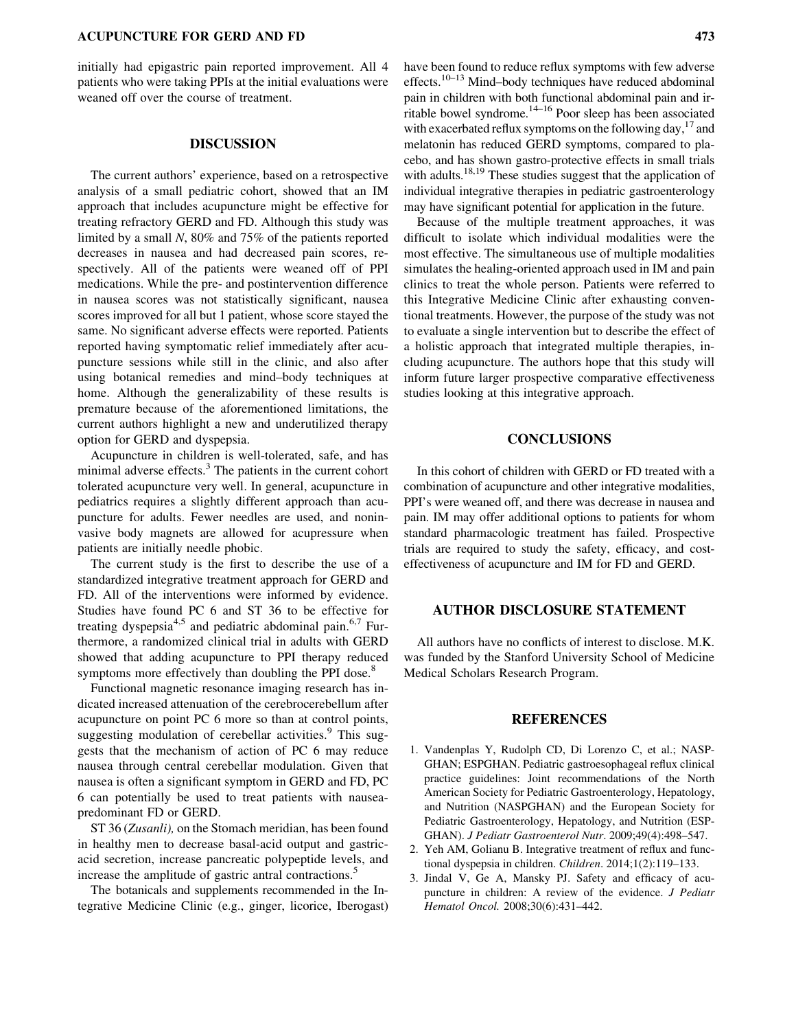initially had epigastric pain reported improvement. All 4 patients who were taking PPIs at the initial evaluations were weaned off over the course of treatment.

## DISCUSSION

The current authors' experience, based on a retrospective analysis of a small pediatric cohort, showed that an IM approach that includes acupuncture might be effective for treating refractory GERD and FD. Although this study was limited by a small *N*, 80% and 75% of the patients reported decreases in nausea and had decreased pain scores, respectively. All of the patients were weaned off of PPI medications. While the pre- and postintervention difference in nausea scores was not statistically significant, nausea scores improved for all but 1 patient, whose score stayed the same. No significant adverse effects were reported. Patients reported having symptomatic relief immediately after acupuncture sessions while still in the clinic, and also after using botanical remedies and mind–body techniques at home. Although the generalizability of these results is premature because of the aforementioned limitations, the current authors highlight a new and underutilized therapy option for GERD and dyspepsia.

Acupuncture in children is well-tolerated, safe, and has minimal adverse effects.[3] The patients in the current cohort tolerated acupuncture very well. In general, acupuncture in pediatrics requires a slightly different approach than acupuncture for adults. Fewer needles are used, and noninvasive body magnets are allowed for acupressure when patients are initially needle phobic.

The current study is the first to describe the use of a standardized integrative treatment approach for GERD and FD. All of the interventions were informed by evidence. Studies have found PC 6 and ST 36 to be effective for treating dyspepsia[4,5] and pediatric abdominal pain.[6,7] Furthermore, a randomized clinical trial in adults with GERD showed that adding acupuncture to PPI therapy reduced symptoms more effectively than doubling the PPI dose.[8]

Functional magnetic resonance imaging research has indicated increased attenuation of the cerebrocerebellum after acupuncture on point PC 6 more so than at control points, suggesting modulation of cerebellar activities.[9] This suggests that the mechanism of action of PC 6 may reduce nausea through central cerebellar modulation. Given that nausea is often a significant symptom in GERD and FD, PC 6 can potentially be used to treat patients with nausea-predominant FD or GERD.

ST 36 (*Zusanli),* on the Stomach meridian, has been found in healthy men to decrease basal-acid output and gastric-acid secretion, increase pancreatic polypeptide levels, and increase the amplitude of gastric antral contractions.[5]

The botanicals and supplements recommended in the Integrative Medicine Clinic (e.g., ginger, licorice, Iberogast) have been found to reduce reflux symptoms with few adverse effects.[10–13] Mind–body techniques have reduced abdominal pain in children with both functional abdominal pain and irritable bowel syndrome.[14–16] Poor sleep has been associated with exacerbated reflux symptoms on the following day,[17] and melatonin has reduced GERD symptoms, compared to placebo, and has shown gastro-protective effects in small trials with adults.[18,19] These studies suggest that the application of individual integrative therapies in pediatric gastroenterology may have significant potential for application in the future.

Because of the multiple treatment approaches, it was difficult to isolate which individual modalities were the most effective. The simultaneous use of multiple modalities simulates the healing-oriented approach used in IM and pain clinics to treat the whole person. Patients were referred to this Integrative Medicine Clinic after exhausting conventional treatments. However, the purpose of the study was not to evaluate a single intervention but to describe the effect of a holistic approach that integrated multiple therapies, including acupuncture. The authors hope that this study will inform future larger prospective comparative effectiveness studies looking at this integrative approach.

## CONCLUSIONS

In this cohort of children with GERD or FD treated with a combination of acupuncture and other integrative modalities, PPI's were weaned off, and there was decrease in nausea and pain. IM may offer additional options to patients for whom standard pharmacologic treatment has failed. Prospective trials are required to study the safety, efficacy, and cost-effectiveness of acupuncture and IM for FD and GERD.

## AUTHOR DISCLOSURE STATEMENT

All authors have no conflicts of interest to disclose. M.K. was funded by the Stanford University School of Medicine Medical Scholars Research Program.

## REFERENCES

1. Vandenplas Y, Rudolph CD, Di Lorenzo C, et al.; NASPGHAN; ESPGHAN. Pediatric gastroesophageal reflux clinical practice guidelines: Joint recommendations of the North American Society for Pediatric Gastroenterology, Hepatology, and Nutrition (NASPGHAN) and the European Society for Pediatric Gastroenterology, Hepatology, and Nutrition (ESPGHAN). *J Pediatr Gastroenterol Nutr*. 2009;49(4):498–547.
2. Yeh AM, Golianu B. Integrative treatment of reflux and functional dyspepsia in children. *Children*. 2014;1(2):119–133.
3. Jindal V, Ge A, Mansky PJ. Safety and efficacy of acupuncture in children: A review of the evidence. *J Pediatr Hematol Oncol.* 2008;30(6):431–442.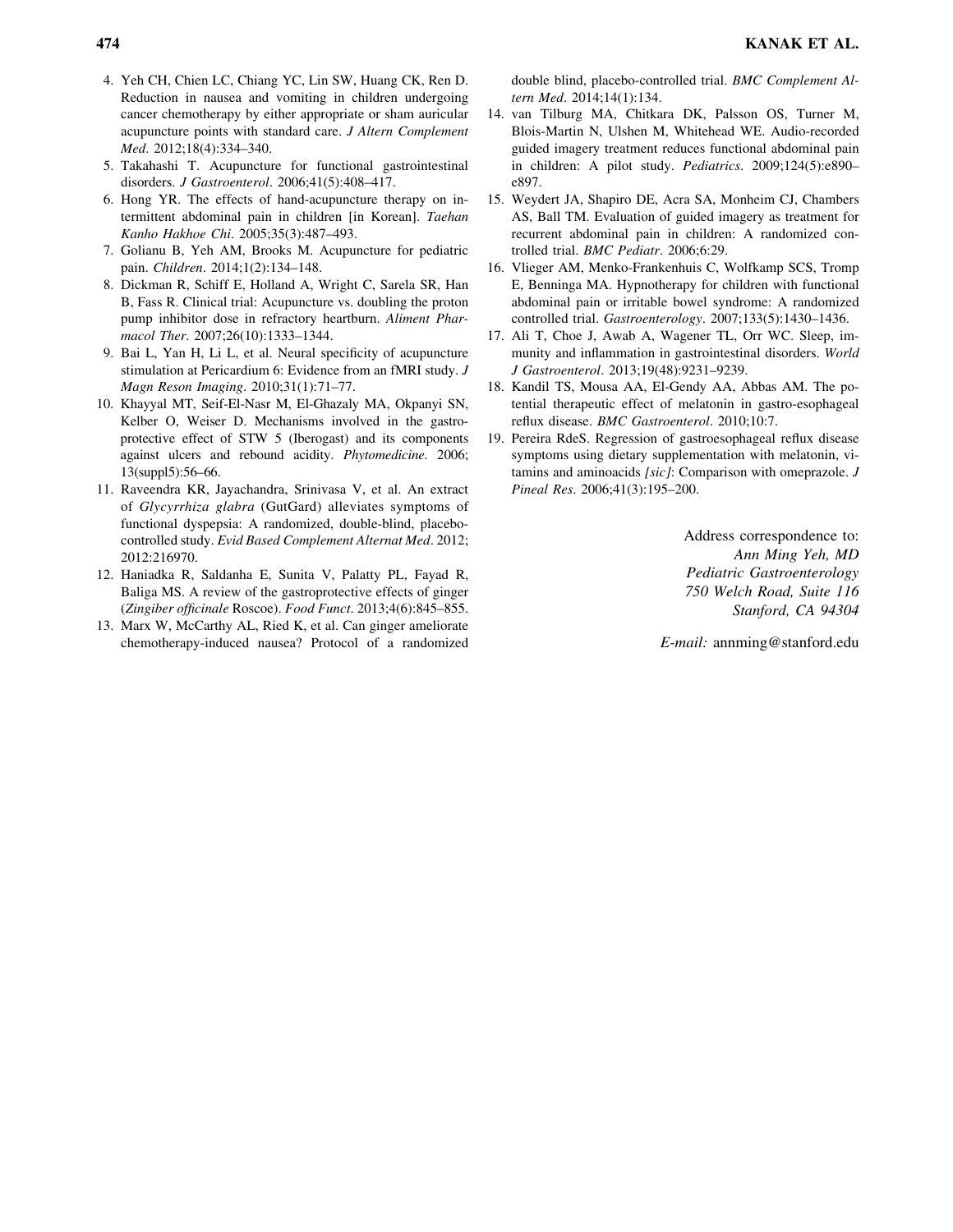4. Yeh CH, Chien LC, Chiang YC, Lin SW, Huang CK, Ren D. Reduction in nausea and vomiting in children undergoing cancer chemotherapy by either appropriate or sham auricular acupuncture points with standard care. *J Altern Complement Med*. 2012;18(4):334–340.
5. Takahashi T. Acupuncture for functional gastrointestinal disorders. *J Gastroenterol*. 2006;41(5):408–417.
6. Hong YR. The effects of hand-acupuncture therapy on intermittent abdominal pain in children [in Korean]. *Taehan Kanho Hakhoe Chi*. 2005;35(3):487–493.
7. Golianu B, Yeh AM, Brooks M. Acupuncture for pediatric pain. *Children*. 2014;1(2):134–148.
8. Dickman R, Schiff E, Holland A, Wright C, Sarela SR, Han B, Fass R. Clinical trial: Acupuncture vs. doubling the proton pump inhibitor dose in refractory heartburn. *Aliment Pharmacol Ther*. 2007;26(10):1333–1344.
9. Bai L, Yan H, Li L, et al. Neural specificity of acupuncture stimulation at Pericardium 6: Evidence from an fMRI study. *J Magn Reson Imaging*. 2010;31(1):71–77.
10. Khayyal MT, Seif-El-Nasr M, El-Ghazaly MA, Okpanyi SN, Kelber O, Weiser D. Mechanisms involved in the gastroprotective effect of STW 5 (Iberogast) and its components against ulcers and rebound acidity. *Phytomedicine.* 2006; 13(suppl5):56–66.
11. Raveendra KR, Jayachandra, Srinivasa V, et al. An extract of *Glycyrrhiza glabra* (GutGard) alleviates symptoms of functional dyspepsia: A randomized, double-blind, placebo-controlled study. *Evid Based Complement Alternat Med*. 2012; 2012:216970.
12. Haniadka R, Saldanha E, Sunita V, Palatty PL, Fayad R, Baliga MS. A review of the gastroprotective effects of ginger (*Zingiber officinale* Roscoe). *Food Funct*. 2013;4(6):845–855.
13. Marx W, McCarthy AL, Ried K, et al. Can ginger ameliorate chemotherapy-induced nausea? Protocol of a randomized double blind, placebo-controlled trial. *BMC Complement Altern Med*. 2014;14(1):134.
14. van Tilburg MA, Chitkara DK, Palsson OS, Turner M, Blois-Martin N, Ulshen M, Whitehead WE. Audio-recorded guided imagery treatment reduces functional abdominal pain in children: A pilot study. *Pediatrics.* 2009;124(5):e890–e897.
15. Weydert JA, Shapiro DE, Acra SA, Monheim CJ, Chambers AS, Ball TM. Evaluation of guided imagery as treatment for recurrent abdominal pain in children: A randomized controlled trial. *BMC Pediatr*. 2006;6:29.
16. Vlieger AM, Menko-Frankenhuis C, Wolfkamp SCS, Tromp E, Benninga MA. Hypnotherapy for children with functional abdominal pain or irritable bowel syndrome: A randomized controlled trial. *Gastroenterology*. 2007;133(5):1430–1436.
17. Ali T, Choe J, Awab A, Wagener TL, Orr WC. Sleep, immunity and inflammation in gastrointestinal disorders. *World J Gastroenterol*. 2013;19(48):9231–9239.
18. Kandil TS, Mousa AA, El-Gendy AA, Abbas AM. The potential therapeutic effect of melatonin in gastro-esophageal reflux disease. *BMC Gastroenterol*. 2010;10:7.
19. Pereira RdeS. Regression of gastroesophageal reflux disease symptoms using dietary supplementation with melatonin, vitamins and aminoacids *[sic]*: Comparison with omeprazole. *J Pineal Res*. 2006;41(3):195–200.

Address correspondence to:
*Ann Ming Yeh, MD*
*Pediatric Gastroenterology*
*750 Welch Road, Suite 116*
*Stanford, CA 94304*

*E-mail:* annming@stanford.edu